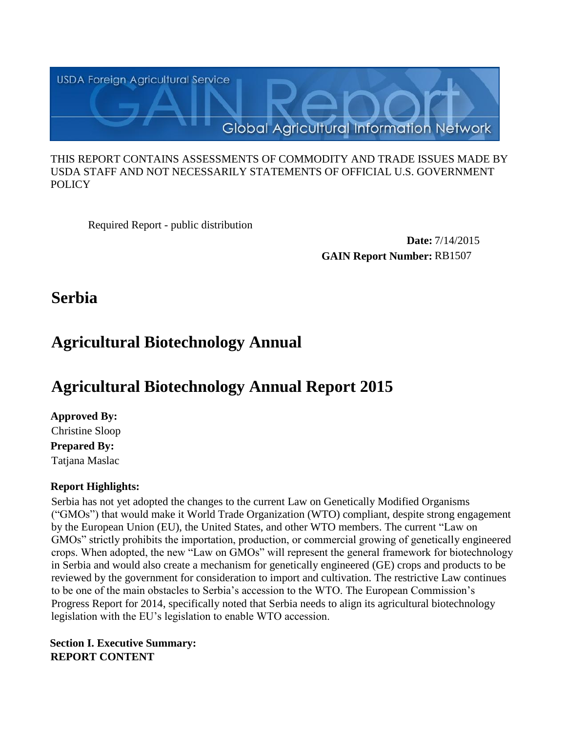USDA Foreign Agricultural Service

# GAIN Report

Global Agricultural Information Network

THIS REPORT CONTAINS ASSESSMENTS OF COMMODITY AND TRADE ISSUES MADE BY USDA STAFF AND NOT NECESSARILY STATEMENTS OF OFFICIAL U.S. GOVERNMENT POLICY

Required Report - public distribution

**Date:** 7/14/2015

**GAIN Report Number:** RB1507

# Serbia

# Agricultural Biotechnology Annual

# Agricultural Biotechnology Annual Report 2015

**Approved By:**

Christine Sloop

**Prepared By:**

Tatjana Maslac

**Report Highlights:**

Serbia has not yet adopted the changes to the current Law on Genetically Modified Organisms ("GMOs") that would make it World Trade Organization (WTO) compliant, despite strong engagement by the European Union (EU), the United States, and other WTO members. The current "Law on GMOs" strictly prohibits the importation, production, or commercial growing of genetically engineered crops. When adopted, the new "Law on GMOs" will represent the general framework for biotechnology in Serbia and would also create a mechanism for genetically engineered (GE) crops and products to be reviewed by the government for consideration to import and cultivation. The restrictive Law continues to be one of the main obstacles to Serbia's accession to the WTO. The European Commission's Progress Report for 2014, specifically noted that Serbia needs to align its agricultural biotechnology legislation with the EU's legislation to enable WTO accession.

**Section I. Executive Summary:**

**REPORT CONTENT**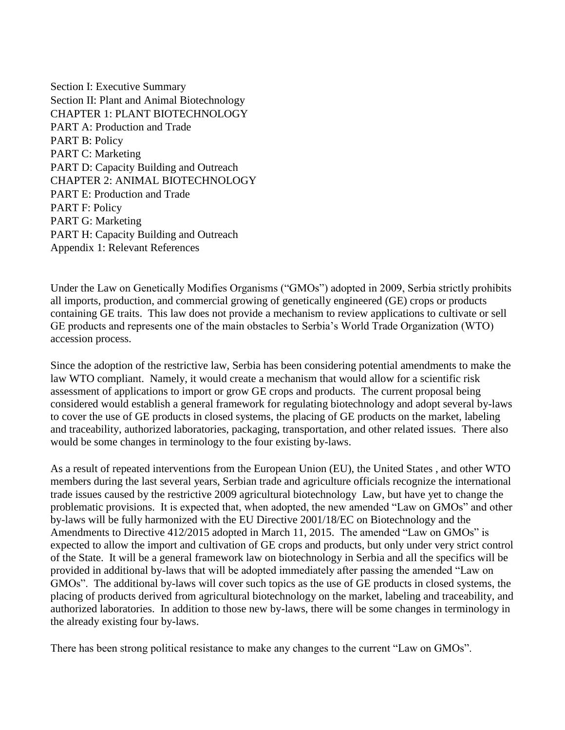Section I: Executive Summary
Section II: Plant and Animal Biotechnology
CHAPTER 1: PLANT BIOTECHNOLOGY
PART A: Production and Trade
PART B: Policy
PART C: Marketing
PART D: Capacity Building and Outreach
CHAPTER 2: ANIMAL BIOTECHNOLOGY
PART E: Production and Trade
PART F: Policy
PART G: Marketing
PART H: Capacity Building and Outreach
Appendix 1: Relevant References

Under the Law on Genetically Modifies Organisms ("GMOs") adopted in 2009, Serbia strictly prohibits all imports, production, and commercial growing of genetically engineered (GE) crops or products containing GE traits. This law does not provide a mechanism to review applications to cultivate or sell GE products and represents one of the main obstacles to Serbia's World Trade Organization (WTO) accession process.

Since the adoption of the restrictive law, Serbia has been considering potential amendments to make the law WTO compliant. Namely, it would create a mechanism that would allow for a scientific risk assessment of applications to import or grow GE crops and products. The current proposal being considered would establish a general framework for regulating biotechnology and adopt several by-laws to cover the use of GE products in closed systems, the placing of GE products on the market, labeling and traceability, authorized laboratories, packaging, transportation, and other related issues. There also would be some changes in terminology to the four existing by-laws.

As a result of repeated interventions from the European Union (EU), the United States , and other WTO members during the last several years, Serbian trade and agriculture officials recognize the international trade issues caused by the restrictive 2009 agricultural biotechnology Law, but have yet to change the problematic provisions. It is expected that, when adopted, the new amended "Law on GMOs" and other by-laws will be fully harmonized with the EU Directive 2001/18/EC on Biotechnology and the Amendments to Directive 412/2015 adopted in March 11, 2015. The amended "Law on GMOs" is expected to allow the import and cultivation of GE crops and products, but only under very strict control of the State. It will be a general framework law on biotechnology in Serbia and all the specifics will be provided in additional by-laws that will be adopted immediately after passing the amended "Law on GMOs". The additional by-laws will cover such topics as the use of GE products in closed systems, the placing of products derived from agricultural biotechnology on the market, labeling and traceability, and authorized laboratories. In addition to those new by-laws, there will be some changes in terminology in the already existing four by-laws.

There has been strong political resistance to make any changes to the current "Law on GMOs".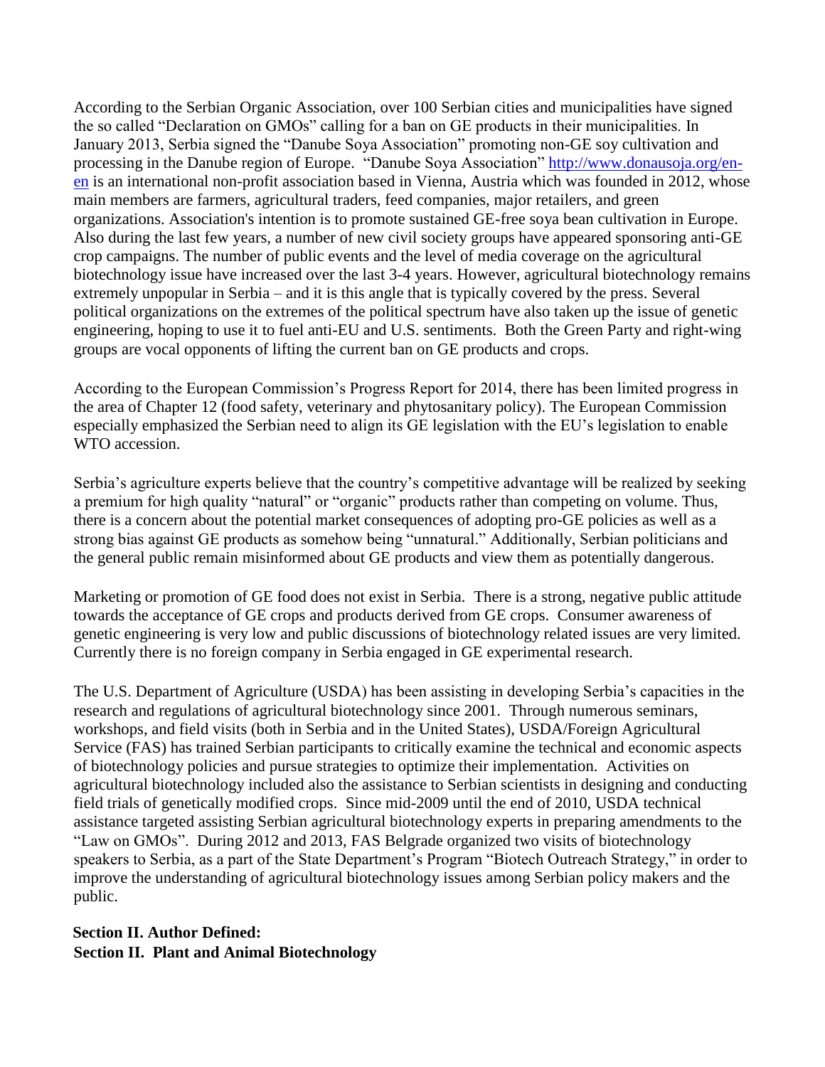According to the Serbian Organic Association, over 100 Serbian cities and municipalities have signed the so called "Declaration on GMOs" calling for a ban on GE products in their municipalities. In January 2013, Serbia signed the "Danube Soya Association" promoting non-GE soy cultivation and processing in the Danube region of Europe. "Danube Soya Association" [http://www.donausoja.org/en-en](http://www.donausoja.org/en-en) is an international non-profit association based in Vienna, Austria which was founded in 2012, whose main members are farmers, agricultural traders, feed companies, major retailers, and green organizations. Association's intention is to promote sustained GE-free soya bean cultivation in Europe. Also during the last few years, a number of new civil society groups have appeared sponsoring anti-GE crop campaigns. The number of public events and the level of media coverage on the agricultural biotechnology issue have increased over the last 3-4 years. However, agricultural biotechnology remains extremely unpopular in Serbia – and it is this angle that is typically covered by the press. Several political organizations on the extremes of the political spectrum have also taken up the issue of genetic engineering, hoping to use it to fuel anti-EU and U.S. sentiments. Both the Green Party and right-wing groups are vocal opponents of lifting the current ban on GE products and crops.

According to the European Commission's Progress Report for 2014, there has been limited progress in the area of Chapter 12 (food safety, veterinary and phytosanitary policy). The European Commission especially emphasized the Serbian need to align its GE legislation with the EU's legislation to enable WTO accession.

Serbia's agriculture experts believe that the country's competitive advantage will be realized by seeking a premium for high quality "natural" or "organic" products rather than competing on volume. Thus, there is a concern about the potential market consequences of adopting pro-GE policies as well as a strong bias against GE products as somehow being "unnatural." Additionally, Serbian politicians and the general public remain misinformed about GE products and view them as potentially dangerous.

Marketing or promotion of GE food does not exist in Serbia. There is a strong, negative public attitude towards the acceptance of GE crops and products derived from GE crops. Consumer awareness of genetic engineering is very low and public discussions of biotechnology related issues are very limited. Currently there is no foreign company in Serbia engaged in GE experimental research.

The U.S. Department of Agriculture (USDA) has been assisting in developing Serbia's capacities in the research and regulations of agricultural biotechnology since 2001. Through numerous seminars, workshops, and field visits (both in Serbia and in the United States), USDA/Foreign Agricultural Service (FAS) has trained Serbian participants to critically examine the technical and economic aspects of biotechnology policies and pursue strategies to optimize their implementation. Activities on agricultural biotechnology included also the assistance to Serbian scientists in designing and conducting field trials of genetically modified crops. Since mid-2009 until the end of 2010, USDA technical assistance targeted assisting Serbian agricultural biotechnology experts in preparing amendments to the "Law on GMOs". During 2012 and 2013, FAS Belgrade organized two visits of biotechnology speakers to Serbia, as a part of the State Department's Program "Biotech Outreach Strategy," in order to improve the understanding of agricultural biotechnology issues among Serbian policy makers and the public.

**Section II. Author Defined:**

**Section II. Plant and Animal Biotechnology**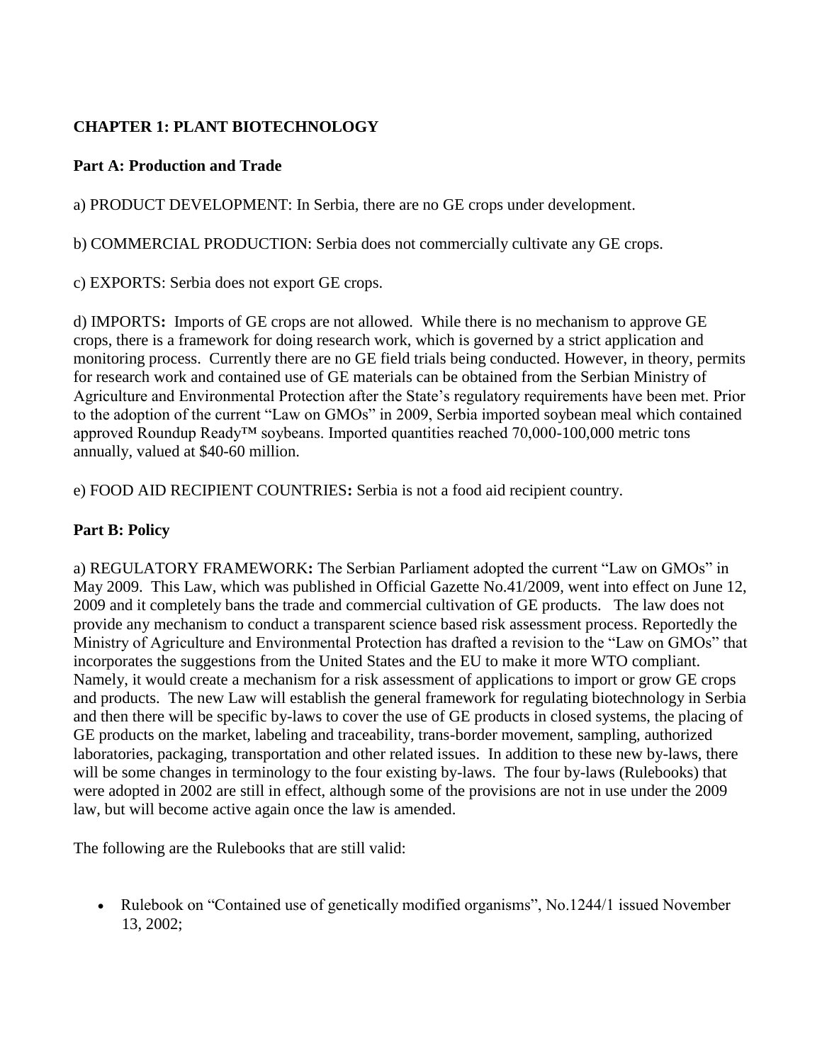## CHAPTER 1: PLANT BIOTECHNOLOGY

### Part A: Production and Trade

a) PRODUCT DEVELOPMENT: In Serbia, there are no GE crops under development.

b) COMMERCIAL PRODUCTION: Serbia does not commercially cultivate any GE crops.

c) EXPORTS: Serbia does not export GE crops.

d) IMPORTS**:** Imports of GE crops are not allowed. While there is no mechanism to approve GE crops, there is a framework for doing research work, which is governed by a strict application and monitoring process. Currently there are no GE field trials being conducted. However, in theory, permits for research work and contained use of GE materials can be obtained from the Serbian Ministry of Agriculture and Environmental Protection after the State's regulatory requirements have been met. Prior to the adoption of the current "Law on GMOs" in 2009, Serbia imported soybean meal which contained approved Roundup Ready™ soybeans. Imported quantities reached 70,000-100,000 metric tons annually, valued at $40-60 million.

e) FOOD AID RECIPIENT COUNTRIES**:** Serbia is not a food aid recipient country.

### Part B: Policy

a) REGULATORY FRAMEWORK**:** The Serbian Parliament adopted the current "Law on GMOs" in May 2009. This Law, which was published in Official Gazette No.41/2009, went into effect on June 12, 2009 and it completely bans the trade and commercial cultivation of GE products. The law does not provide any mechanism to conduct a transparent science based risk assessment process. Reportedly the Ministry of Agriculture and Environmental Protection has drafted a revision to the "Law on GMOs" that incorporates the suggestions from the United States and the EU to make it more WTO compliant. Namely, it would create a mechanism for a risk assessment of applications to import or grow GE crops and products. The new Law will establish the general framework for regulating biotechnology in Serbia and then there will be specific by-laws to cover the use of GE products in closed systems, the placing of GE products on the market, labeling and traceability, trans-border movement, sampling, authorized laboratories, packaging, transportation and other related issues. In addition to these new by-laws, there will be some changes in terminology to the four existing by-laws. The four by-laws (Rulebooks) that were adopted in 2002 are still in effect, although some of the provisions are not in use under the 2009 law, but will become active again once the law is amended.

The following are the Rulebooks that are still valid:

- Rulebook on "Contained use of genetically modified organisms", No.1244/1 issued November 13, 2002;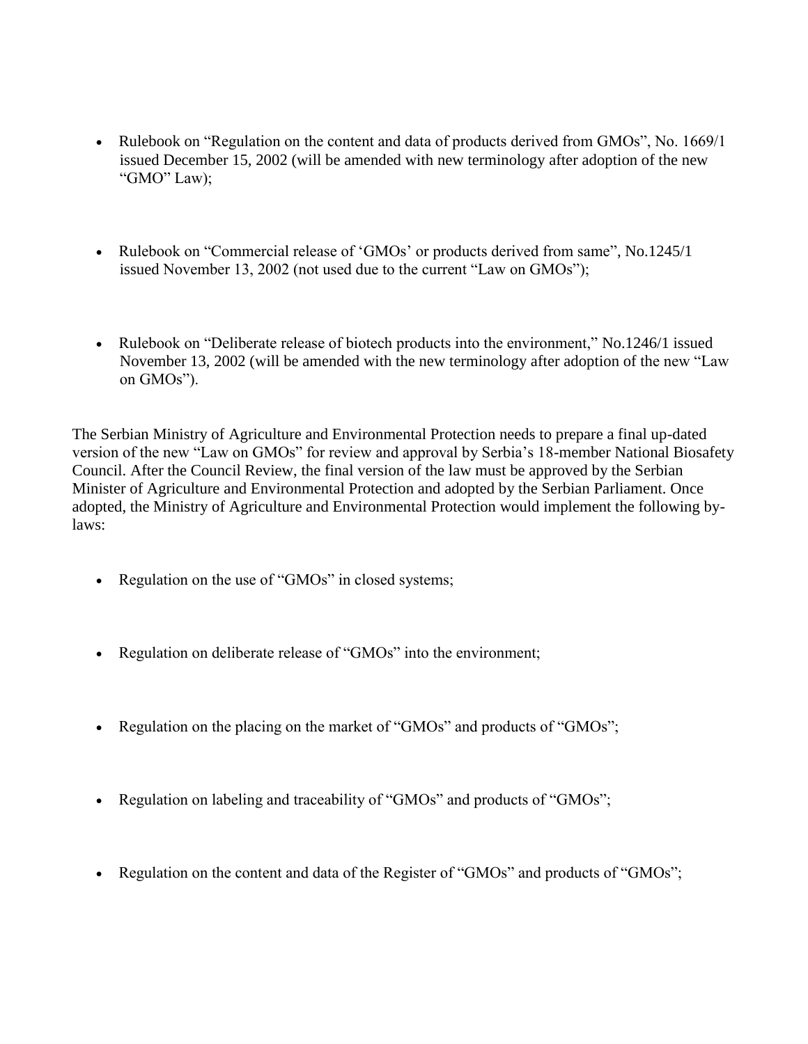- Rulebook on "Regulation on the content and data of products derived from GMOs", No. 1669/1 issued December 15, 2002 (will be amended with new terminology after adoption of the new "GMO" Law);

- Rulebook on "Commercial release of 'GMOs' or products derived from same", No.1245/1 issued November 13, 2002 (not used due to the current "Law on GMOs");

- Rulebook on "Deliberate release of biotech products into the environment," No.1246/1 issued November 13, 2002 (will be amended with the new terminology after adoption of the new "Law on GMOs").

The Serbian Ministry of Agriculture and Environmental Protection needs to prepare a final up-dated version of the new "Law on GMOs" for review and approval by Serbia's 18-member National Biosafety Council. After the Council Review, the final version of the law must be approved by the Serbian Minister of Agriculture and Environmental Protection and adopted by the Serbian Parliament. Once adopted, the Ministry of Agriculture and Environmental Protection would implement the following by-laws:

- Regulation on the use of "GMOs" in closed systems;

- Regulation on deliberate release of "GMOs" into the environment;

- Regulation on the placing on the market of "GMOs" and products of "GMOs";

- Regulation on labeling and traceability of "GMOs" and products of "GMOs";

- Regulation on the content and data of the Register of "GMOs" and products of "GMOs";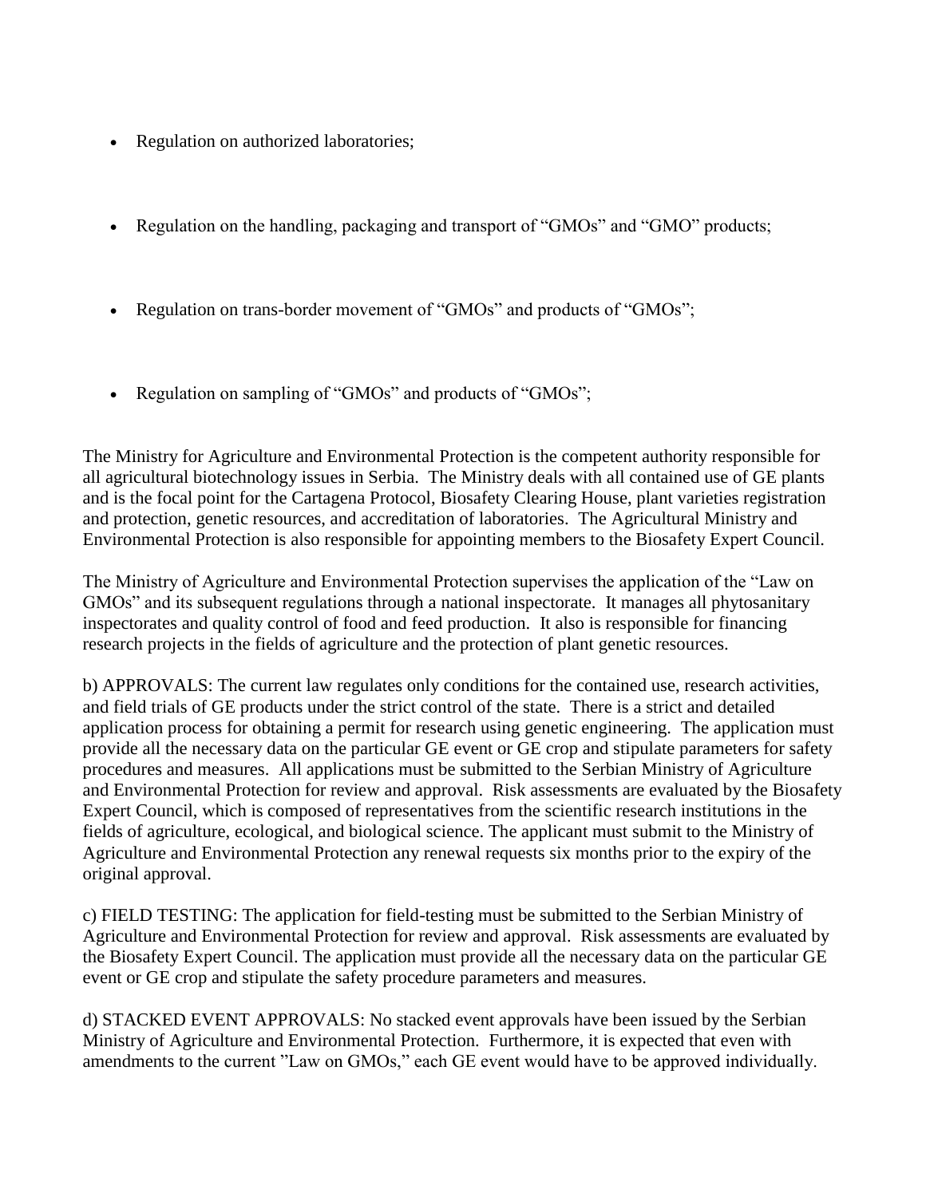- Regulation on authorized laboratories;
- Regulation on the handling, packaging and transport of "GMOs" and "GMO" products;
- Regulation on trans-border movement of "GMOs" and products of "GMOs";
- Regulation on sampling of "GMOs" and products of "GMOs";

The Ministry for Agriculture and Environmental Protection is the competent authority responsible for all agricultural biotechnology issues in Serbia. The Ministry deals with all contained use of GE plants and is the focal point for the Cartagena Protocol, Biosafety Clearing House, plant varieties registration and protection, genetic resources, and accreditation of laboratories. The Agricultural Ministry and Environmental Protection is also responsible for appointing members to the Biosafety Expert Council.

The Ministry of Agriculture and Environmental Protection supervises the application of the "Law on GMOs" and its subsequent regulations through a national inspectorate. It manages all phytosanitary inspectorates and quality control of food and feed production. It also is responsible for financing research projects in the fields of agriculture and the protection of plant genetic resources.

b) APPROVALS: The current law regulates only conditions for the contained use, research activities, and field trials of GE products under the strict control of the state. There is a strict and detailed application process for obtaining a permit for research using genetic engineering. The application must provide all the necessary data on the particular GE event or GE crop and stipulate parameters for safety procedures and measures. All applications must be submitted to the Serbian Ministry of Agriculture and Environmental Protection for review and approval. Risk assessments are evaluated by the Biosafety Expert Council, which is composed of representatives from the scientific research institutions in the fields of agriculture, ecological, and biological science. The applicant must submit to the Ministry of Agriculture and Environmental Protection any renewal requests six months prior to the expiry of the original approval.

c) FIELD TESTING: The application for field-testing must be submitted to the Serbian Ministry of Agriculture and Environmental Protection for review and approval. Risk assessments are evaluated by the Biosafety Expert Council. The application must provide all the necessary data on the particular GE event or GE crop and stipulate the safety procedure parameters and measures.

d) STACKED EVENT APPROVALS: No stacked event approvals have been issued by the Serbian Ministry of Agriculture and Environmental Protection. Furthermore, it is expected that even with amendments to the current "Law on GMOs," each GE event would have to be approved individually.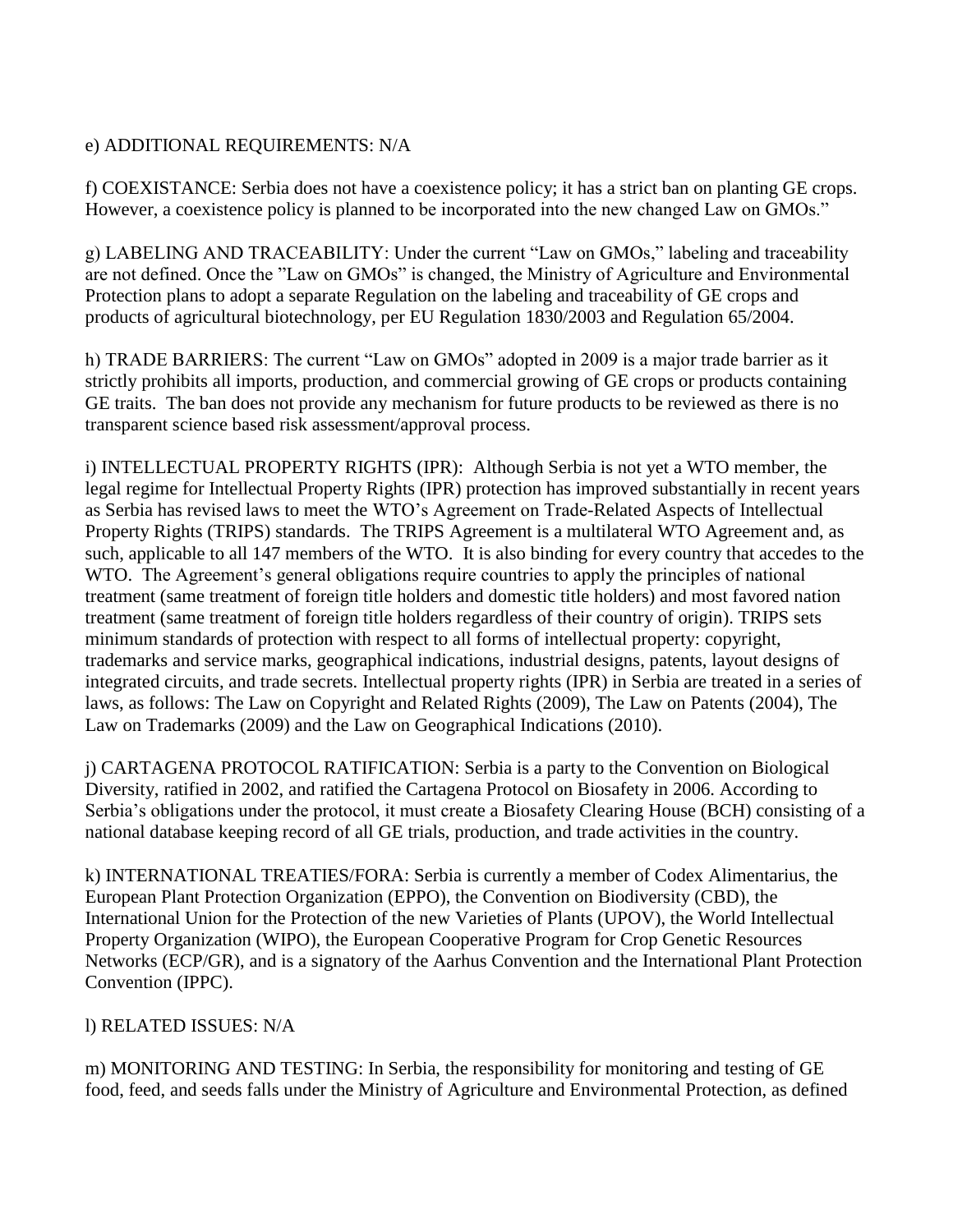e) ADDITIONAL REQUIREMENTS: N/A

f) COEXISTANCE: Serbia does not have a coexistence policy; it has a strict ban on planting GE crops. However, a coexistence policy is planned to be incorporated into the new changed Law on GMOs."

g) LABELING AND TRACEABILITY: Under the current "Law on GMOs," labeling and traceability are not defined. Once the "Law on GMOs" is changed, the Ministry of Agriculture and Environmental Protection plans to adopt a separate Regulation on the labeling and traceability of GE crops and products of agricultural biotechnology, per EU Regulation 1830/2003 and Regulation 65/2004.

h) TRADE BARRIERS: The current "Law on GMOs" adopted in 2009 is a major trade barrier as it strictly prohibits all imports, production, and commercial growing of GE crops or products containing GE traits. The ban does not provide any mechanism for future products to be reviewed as there is no transparent science based risk assessment/approval process.

i) INTELLECTUAL PROPERTY RIGHTS (IPR): Although Serbia is not yet a WTO member, the legal regime for Intellectual Property Rights (IPR) protection has improved substantially in recent years as Serbia has revised laws to meet the WTO's Agreement on Trade-Related Aspects of Intellectual Property Rights (TRIPS) standards. The TRIPS Agreement is a multilateral WTO Agreement and, as such, applicable to all 147 members of the WTO. It is also binding for every country that accedes to the WTO. The Agreement's general obligations require countries to apply the principles of national treatment (same treatment of foreign title holders and domestic title holders) and most favored nation treatment (same treatment of foreign title holders regardless of their country of origin). TRIPS sets minimum standards of protection with respect to all forms of intellectual property: copyright, trademarks and service marks, geographical indications, industrial designs, patents, layout designs of integrated circuits, and trade secrets. Intellectual property rights (IPR) in Serbia are treated in a series of laws, as follows: The Law on Copyright and Related Rights (2009), The Law on Patents (2004), The Law on Trademarks (2009) and the Law on Geographical Indications (2010).

j) CARTAGENA PROTOCOL RATIFICATION: Serbia is a party to the Convention on Biological Diversity, ratified in 2002, and ratified the Cartagena Protocol on Biosafety in 2006. According to Serbia's obligations under the protocol, it must create a Biosafety Clearing House (BCH) consisting of a national database keeping record of all GE trials, production, and trade activities in the country.

k) INTERNATIONAL TREATIES/FORA: Serbia is currently a member of Codex Alimentarius, the European Plant Protection Organization (EPPO), the Convention on Biodiversity (CBD), the International Union for the Protection of the new Varieties of Plants (UPOV), the World Intellectual Property Organization (WIPO), the European Cooperative Program for Crop Genetic Resources Networks (ECP/GR), and is a signatory of the Aarhus Convention and the International Plant Protection Convention (IPPC).

l) RELATED ISSUES: N/A

m) MONITORING AND TESTING: In Serbia, the responsibility for monitoring and testing of GE food, feed, and seeds falls under the Ministry of Agriculture and Environmental Protection, as defined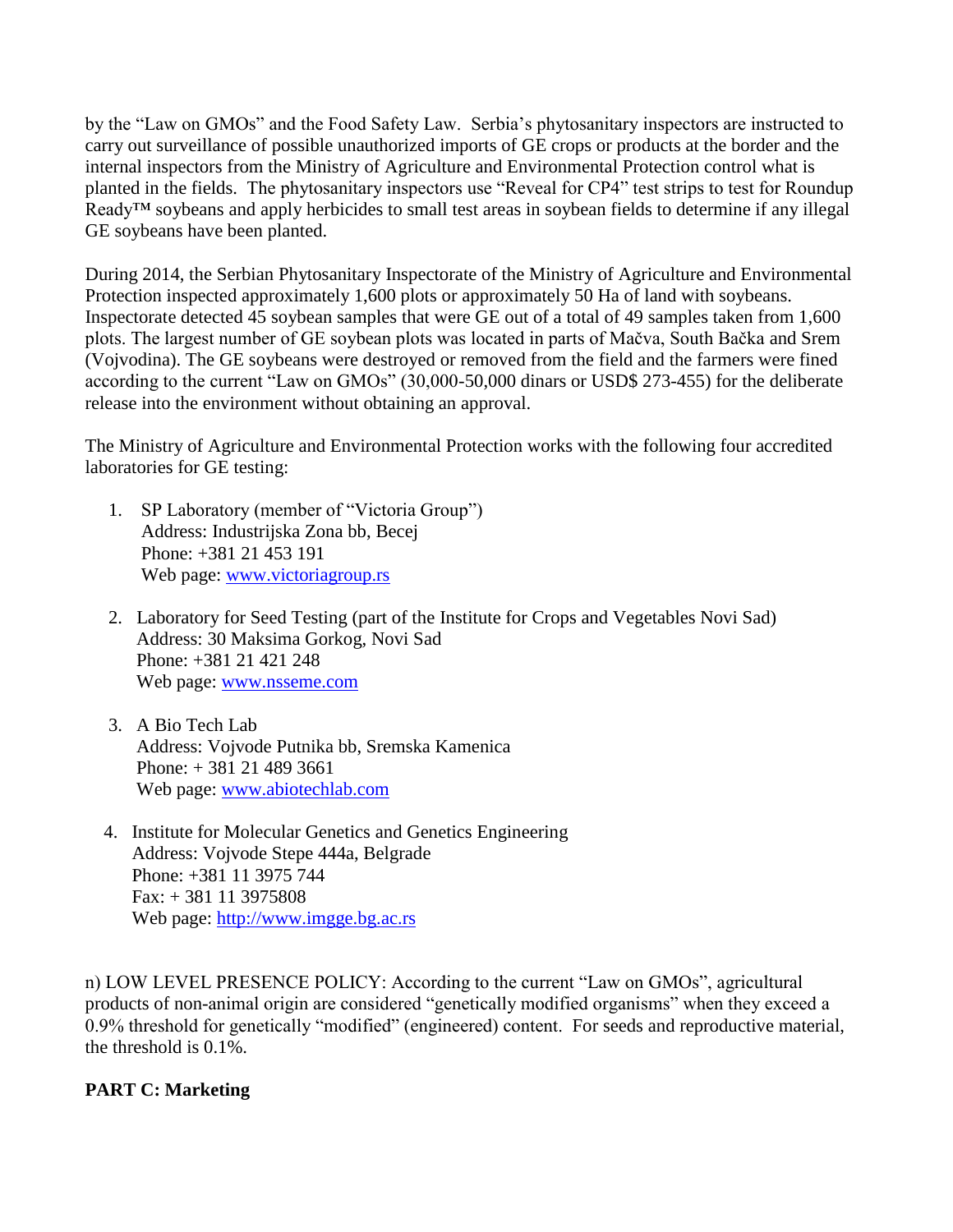by the "Law on GMOs" and the Food Safety Law. Serbia's phytosanitary inspectors are instructed to carry out surveillance of possible unauthorized imports of GE crops or products at the border and the internal inspectors from the Ministry of Agriculture and Environmental Protection control what is planted in the fields. The phytosanitary inspectors use "Reveal for CP4" test strips to test for Roundup Ready™ soybeans and apply herbicides to small test areas in soybean fields to determine if any illegal GE soybeans have been planted.

During 2014, the Serbian Phytosanitary Inspectorate of the Ministry of Agriculture and Environmental Protection inspected approximately 1,600 plots or approximately 50 Ha of land with soybeans. Inspectorate detected 45 soybean samples that were GE out of a total of 49 samples taken from 1,600 plots. The largest number of GE soybean plots was located in parts of Mačva, South Bačka and Srem (Vojvodina). The GE soybeans were destroyed or removed from the field and the farmers were fined according to the current "Law on GMOs" (30,000-50,000 dinars or USD$ 273-455) for the deliberate release into the environment without obtaining an approval.

The Ministry of Agriculture and Environmental Protection works with the following four accredited laboratories for GE testing:

1. SP Laboratory (member of "Victoria Group")
   Address: Industrijska Zona bb, Becej
   Phone: +381 21 453 191
   Web page: www.victoriagroup.rs

2. Laboratory for Seed Testing (part of the Institute for Crops and Vegetables Novi Sad)
   Address: 30 Maksima Gorkog, Novi Sad
   Phone: +381 21 421 248
   Web page: www.nsseme.com

3. A Bio Tech Lab
   Address: Vojvode Putnika bb, Sremska Kamenica
   Phone: + 381 21 489 3661
   Web page: www.abiotechlab.com

4. Institute for Molecular Genetics and Genetics Engineering
   Address: Vojvode Stepe 444a, Belgrade
   Phone: +381 11 3975 744
   Fax: + 381 11 3975808
   Web page: http://www.imgge.bg.ac.rs

n) LOW LEVEL PRESENCE POLICY: According to the current "Law on GMOs", agricultural products of non-animal origin are considered "genetically modified organisms" when they exceed a 0.9% threshold for genetically "modified" (engineered) content. For seeds and reproductive material, the threshold is 0.1%.

**PART C: Marketing**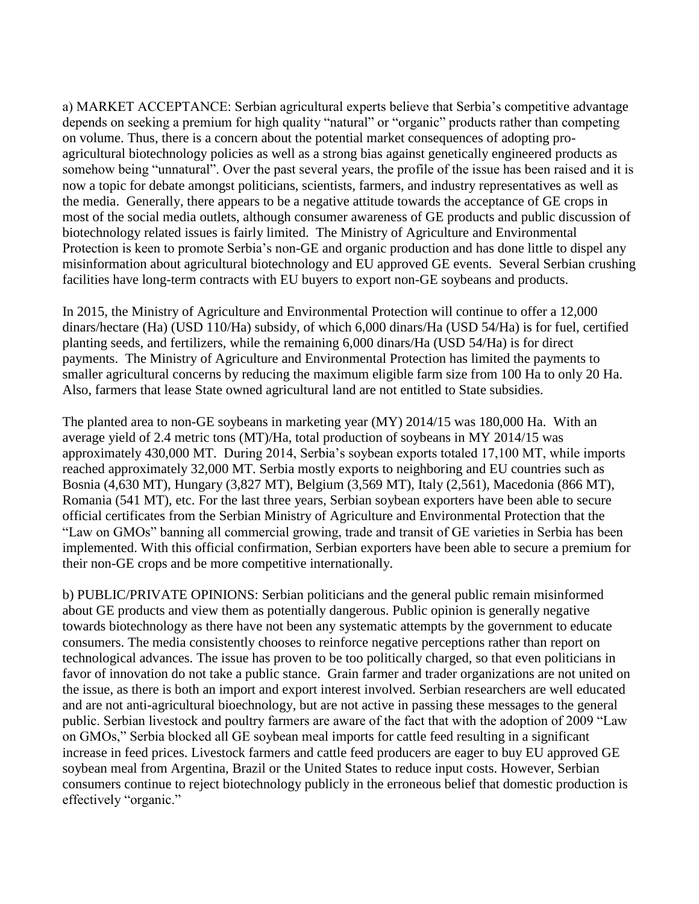a) MARKET ACCEPTANCE: Serbian agricultural experts believe that Serbia's competitive advantage depends on seeking a premium for high quality "natural" or "organic" products rather than competing on volume. Thus, there is a concern about the potential market consequences of adopting pro-agricultural biotechnology policies as well as a strong bias against genetically engineered products as somehow being "unnatural". Over the past several years, the profile of the issue has been raised and it is now a topic for debate amongst politicians, scientists, farmers, and industry representatives as well as the media. Generally, there appears to be a negative attitude towards the acceptance of GE crops in most of the social media outlets, although consumer awareness of GE products and public discussion of biotechnology related issues is fairly limited. The Ministry of Agriculture and Environmental Protection is keen to promote Serbia's non-GE and organic production and has done little to dispel any misinformation about agricultural biotechnology and EU approved GE events. Several Serbian crushing facilities have long-term contracts with EU buyers to export non-GE soybeans and products.

In 2015, the Ministry of Agriculture and Environmental Protection will continue to offer a 12,000 dinars/hectare (Ha) (USD 110/Ha) subsidy, of which 6,000 dinars/Ha (USD 54/Ha) is for fuel, certified planting seeds, and fertilizers, while the remaining 6,000 dinars/Ha (USD 54/Ha) is for direct payments. The Ministry of Agriculture and Environmental Protection has limited the payments to smaller agricultural concerns by reducing the maximum eligible farm size from 100 Ha to only 20 Ha. Also, farmers that lease State owned agricultural land are not entitled to State subsidies.

The planted area to non-GE soybeans in marketing year (MY) 2014/15 was 180,000 Ha. With an average yield of 2.4 metric tons (MT)/Ha, total production of soybeans in MY 2014/15 was approximately 430,000 MT. During 2014, Serbia's soybean exports totaled 17,100 MT, while imports reached approximately 32,000 MT. Serbia mostly exports to neighboring and EU countries such as Bosnia (4,630 MT), Hungary (3,827 MT), Belgium (3,569 MT), Italy (2,561), Macedonia (866 MT), Romania (541 MT), etc. For the last three years, Serbian soybean exporters have been able to secure official certificates from the Serbian Ministry of Agriculture and Environmental Protection that the "Law on GMOs" banning all commercial growing, trade and transit of GE varieties in Serbia has been implemented. With this official confirmation, Serbian exporters have been able to secure a premium for their non-GE crops and be more competitive internationally.

b) PUBLIC/PRIVATE OPINIONS: Serbian politicians and the general public remain misinformed about GE products and view them as potentially dangerous. Public opinion is generally negative towards biotechnology as there have not been any systematic attempts by the government to educate consumers. The media consistently chooses to reinforce negative perceptions rather than report on technological advances. The issue has proven to be too politically charged, so that even politicians in favor of innovation do not take a public stance. Grain farmer and trader organizations are not united on the issue, as there is both an import and export interest involved. Serbian researchers are well educated and are not anti-agricultural bioechnology, but are not active in passing these messages to the general public. Serbian livestock and poultry farmers are aware of the fact that with the adoption of 2009 "Law on GMOs," Serbia blocked all GE soybean meal imports for cattle feed resulting in a significant increase in feed prices. Livestock farmers and cattle feed producers are eager to buy EU approved GE soybean meal from Argentina, Brazil or the United States to reduce input costs. However, Serbian consumers continue to reject biotechnology publicly in the erroneous belief that domestic production is effectively "organic."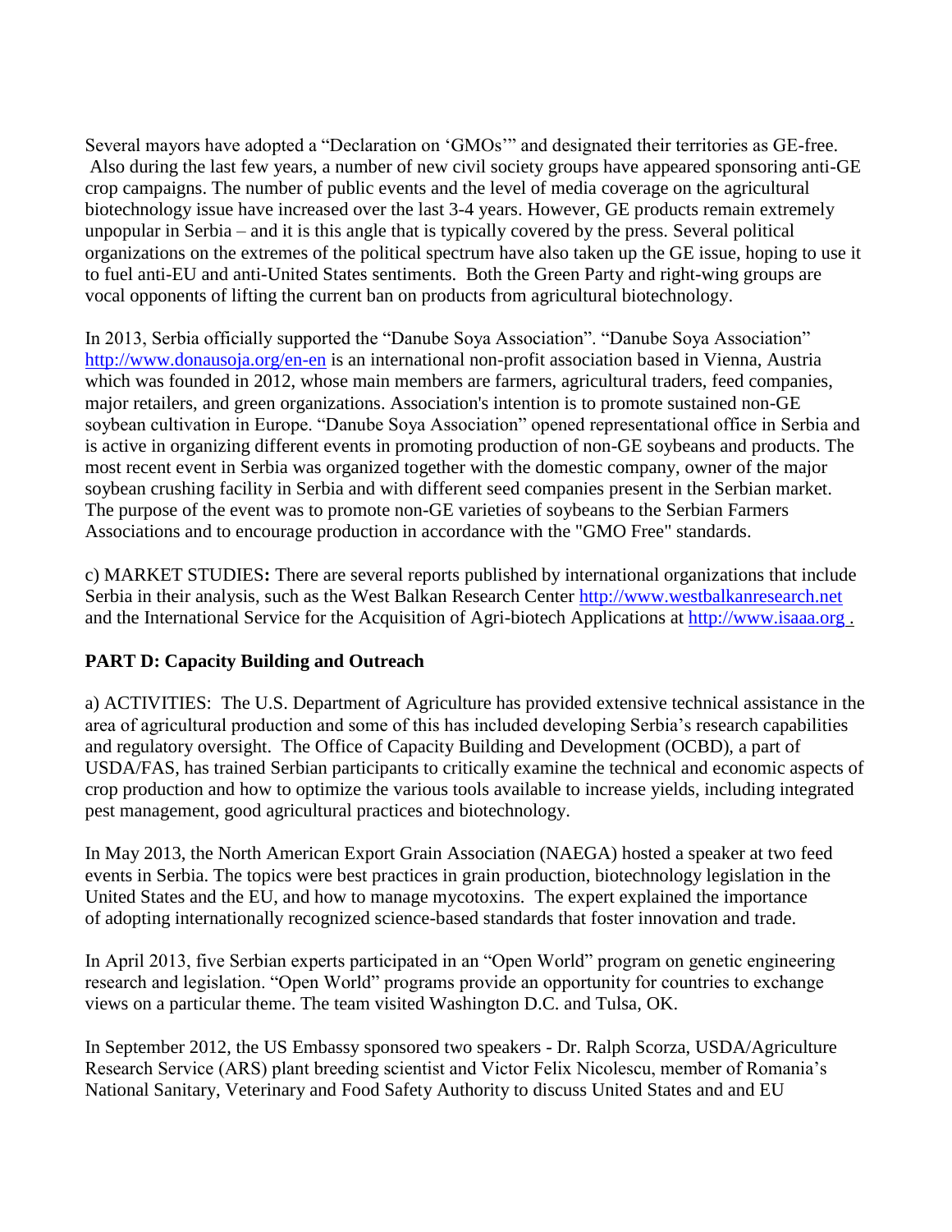Several mayors have adopted a "Declaration on 'GMOs'" and designated their territories as GE-free. Also during the last few years, a number of new civil society groups have appeared sponsoring anti-GE crop campaigns. The number of public events and the level of media coverage on the agricultural biotechnology issue have increased over the last 3-4 years. However, GE products remain extremely unpopular in Serbia – and it is this angle that is typically covered by the press. Several political organizations on the extremes of the political spectrum have also taken up the GE issue, hoping to use it to fuel anti-EU and anti-United States sentiments. Both the Green Party and right-wing groups are vocal opponents of lifting the current ban on products from agricultural biotechnology.

In 2013, Serbia officially supported the "Danube Soya Association". "Danube Soya Association" http://www.donausoja.org/en-en is an international non-profit association based in Vienna, Austria which was founded in 2012, whose main members are farmers, agricultural traders, feed companies, major retailers, and green organizations. Association's intention is to promote sustained non-GE soybean cultivation in Europe. "Danube Soya Association" opened representational office in Serbia and is active in organizing different events in promoting production of non-GE soybeans and products. The most recent event in Serbia was organized together with the domestic company, owner of the major soybean crushing facility in Serbia and with different seed companies present in the Serbian market. The purpose of the event was to promote non-GE varieties of soybeans to the Serbian Farmers Associations and to encourage production in accordance with the "GMO Free" standards.

c) MARKET STUDIES**:** There are several reports published by international organizations that include Serbia in their analysis, such as the West Balkan Research Center http://www.westbalkanresearch.net and the International Service for the Acquisition of Agri-biotech Applications at http://www.isaaa.org .

## PART D: Capacity Building and Outreach

a) ACTIVITIES: The U.S. Department of Agriculture has provided extensive technical assistance in the area of agricultural production and some of this has included developing Serbia's research capabilities and regulatory oversight. The Office of Capacity Building and Development (OCBD), a part of USDA/FAS, has trained Serbian participants to critically examine the technical and economic aspects of crop production and how to optimize the various tools available to increase yields, including integrated pest management, good agricultural practices and biotechnology.

In May 2013, the North American Export Grain Association (NAEGA) hosted a speaker at two feed events in Serbia. The topics were best practices in grain production, biotechnology legislation in the United States and the EU, and how to manage mycotoxins. The expert explained the importance of adopting internationally recognized science-based standards that foster innovation and trade.

In April 2013, five Serbian experts participated in an "Open World" program on genetic engineering research and legislation. "Open World" programs provide an opportunity for countries to exchange views on a particular theme. The team visited Washington D.C. and Tulsa, OK.

In September 2012, the US Embassy sponsored two speakers - Dr. Ralph Scorza, USDA/Agriculture Research Service (ARS) plant breeding scientist and Victor Felix Nicolescu, member of Romania's National Sanitary, Veterinary and Food Safety Authority to discuss United States and and EU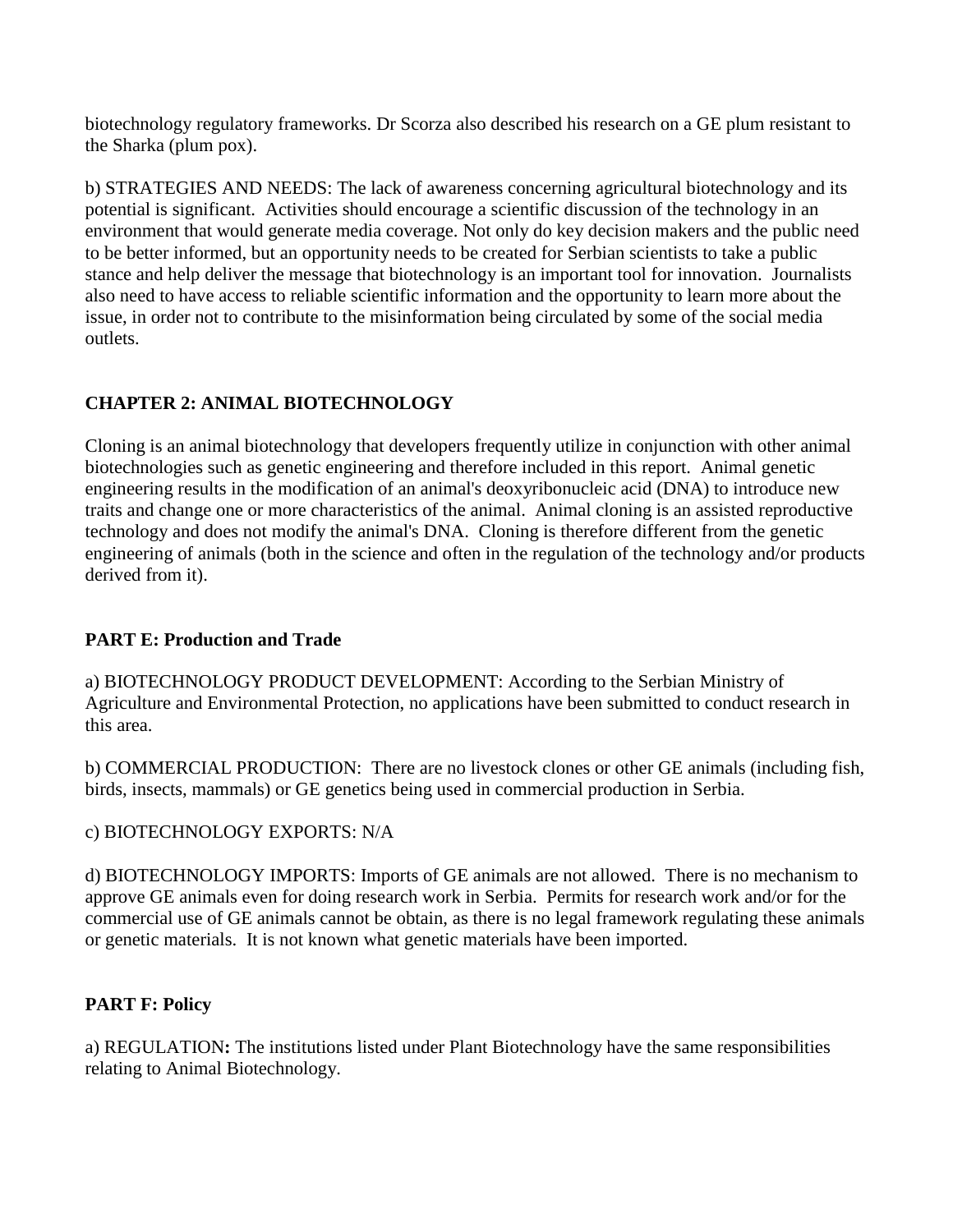biotechnology regulatory frameworks. Dr Scorza also described his research on a GE plum resistant to the Sharka (plum pox).

b) STRATEGIES AND NEEDS: The lack of awareness concerning agricultural biotechnology and its potential is significant. Activities should encourage a scientific discussion of the technology in an environment that would generate media coverage. Not only do key decision makers and the public need to be better informed, but an opportunity needs to be created for Serbian scientists to take a public stance and help deliver the message that biotechnology is an important tool for innovation. Journalists also need to have access to reliable scientific information and the opportunity to learn more about the issue, in order not to contribute to the misinformation being circulated by some of the social media outlets.

## CHAPTER 2: ANIMAL BIOTECHNOLOGY

Cloning is an animal biotechnology that developers frequently utilize in conjunction with other animal biotechnologies such as genetic engineering and therefore included in this report. Animal genetic engineering results in the modification of an animal's deoxyribonucleic acid (DNA) to introduce new traits and change one or more characteristics of the animal. Animal cloning is an assisted reproductive technology and does not modify the animal's DNA. Cloning is therefore different from the genetic engineering of animals (both in the science and often in the regulation of the technology and/or products derived from it).

### PART E: Production and Trade

a) BIOTECHNOLOGY PRODUCT DEVELOPMENT: According to the Serbian Ministry of Agriculture and Environmental Protection, no applications have been submitted to conduct research in this area.

b) COMMERCIAL PRODUCTION: There are no livestock clones or other GE animals (including fish, birds, insects, mammals) or GE genetics being used in commercial production in Serbia.

c) BIOTECHNOLOGY EXPORTS: N/A

d) BIOTECHNOLOGY IMPORTS: Imports of GE animals are not allowed. There is no mechanism to approve GE animals even for doing research work in Serbia. Permits for research work and/or for the commercial use of GE animals cannot be obtain, as there is no legal framework regulating these animals or genetic materials. It is not known what genetic materials have been imported.

### PART F: Policy

a) REGULATION**:** The institutions listed under Plant Biotechnology have the same responsibilities relating to Animal Biotechnology.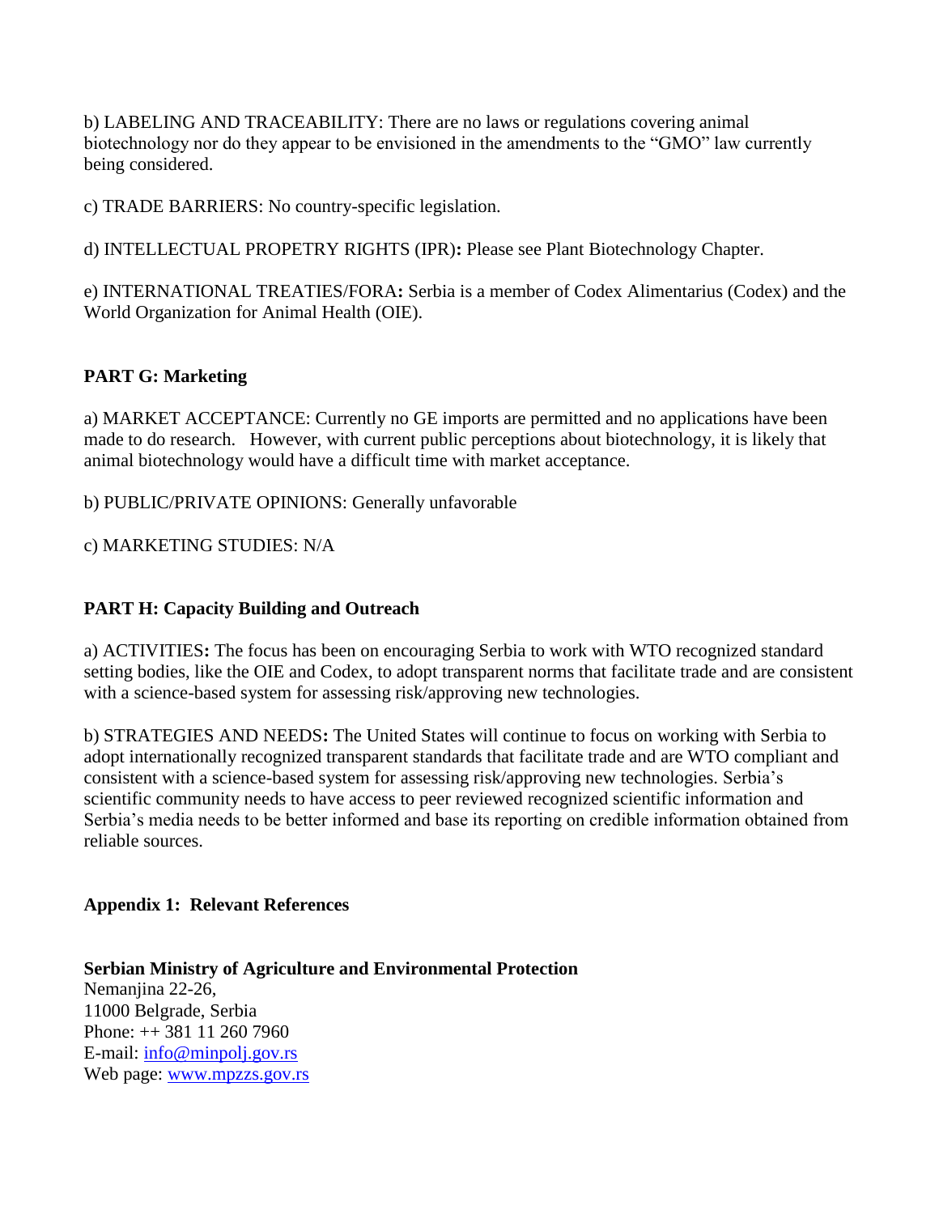b) LABELING AND TRACEABILITY: There are no laws or regulations covering animal biotechnology nor do they appear to be envisioned in the amendments to the "GMO" law currently being considered.

c) TRADE BARRIERS: No country-specific legislation.

d) INTELLECTUAL PROPETRY RIGHTS (IPR)**:** Please see Plant Biotechnology Chapter.

e) INTERNATIONAL TREATIES/FORA**:** Serbia is a member of Codex Alimentarius (Codex) and the World Organization for Animal Health (OIE).

## PART G: Marketing

a) MARKET ACCEPTANCE: Currently no GE imports are permitted and no applications have been made to do research. However, with current public perceptions about biotechnology, it is likely that animal biotechnology would have a difficult time with market acceptance.

b) PUBLIC/PRIVATE OPINIONS: Generally unfavorable

c) MARKETING STUDIES: N/A

## PART H: Capacity Building and Outreach

a) ACTIVITIES**:** The focus has been on encouraging Serbia to work with WTO recognized standard setting bodies, like the OIE and Codex, to adopt transparent norms that facilitate trade and are consistent with a science-based system for assessing risk/approving new technologies.

b) STRATEGIES AND NEEDS**:** The United States will continue to focus on working with Serbia to adopt internationally recognized transparent standards that facilitate trade and are WTO compliant and consistent with a science-based system for assessing risk/approving new technologies. Serbia's scientific community needs to have access to peer reviewed recognized scientific information and Serbia's media needs to be better informed and base its reporting on credible information obtained from reliable sources.

## Appendix 1: Relevant References

**Serbian Ministry of Agriculture and Environmental Protection**
Nemanjina 22-26,
11000 Belgrade, Serbia
Phone: ++ 381 11 260 7960
E-mail: info@minpolj.gov.rs
Web page: www.mpzzs.gov.rs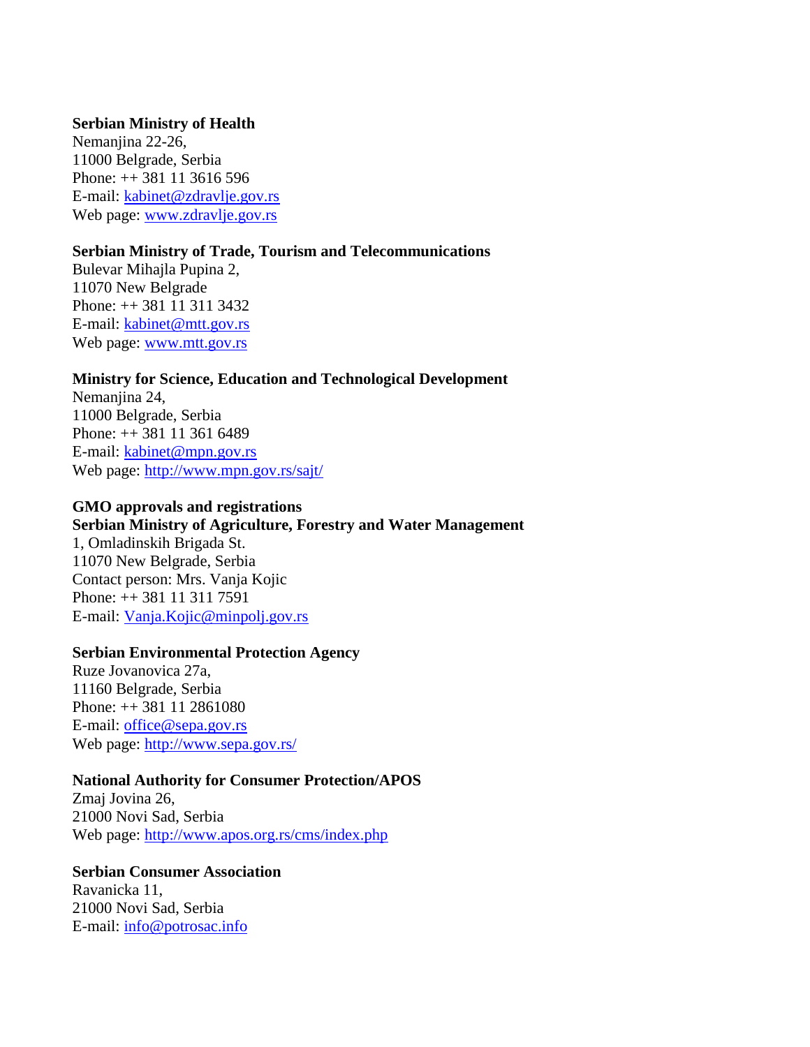**Serbian Ministry of Health**
Nemanjina 22-26,
11000 Belgrade, Serbia
Phone: ++ 381 11 3616 596
E-mail: kabinet@zdravlje.gov.rs
Web page: www.zdravlje.gov.rs

**Serbian Ministry of Trade, Tourism and Telecommunications**
Bulevar Mihajla Pupina 2,
11070 New Belgrade
Phone: ++ 381 11 311 3432
E-mail: kabinet@mtt.gov.rs
Web page: www.mtt.gov.rs

**Ministry for Science, Education and Technological Development**
Nemanjina 24,
11000 Belgrade, Serbia
Phone: ++ 381 11 361 6489
E-mail: kabinet@mpn.gov.rs
Web page: http://www.mpn.gov.rs/sajt/

**GMO approvals and registrations**
**Serbian Ministry of Agriculture, Forestry and Water Management**
1, Omladinskih Brigada St.
11070 New Belgrade, Serbia
Contact person: Mrs. Vanja Kojic
Phone: ++ 381 11 311 7591
E-mail: Vanja.Kojic@minpolj.gov.rs

**Serbian Environmental Protection Agency**
Ruze Jovanovica 27a,
11160 Belgrade, Serbia
Phone: ++ 381 11 2861080
E-mail: office@sepa.gov.rs
Web page: http://www.sepa.gov.rs/

**National Authority for Consumer Protection/APOS**
Zmaj Jovina 26,
21000 Novi Sad, Serbia
Web page: http://www.apos.org.rs/cms/index.php

**Serbian Consumer Association**
Ravanicka 11,
21000 Novi Sad, Serbia
E-mail: info@potrosac.info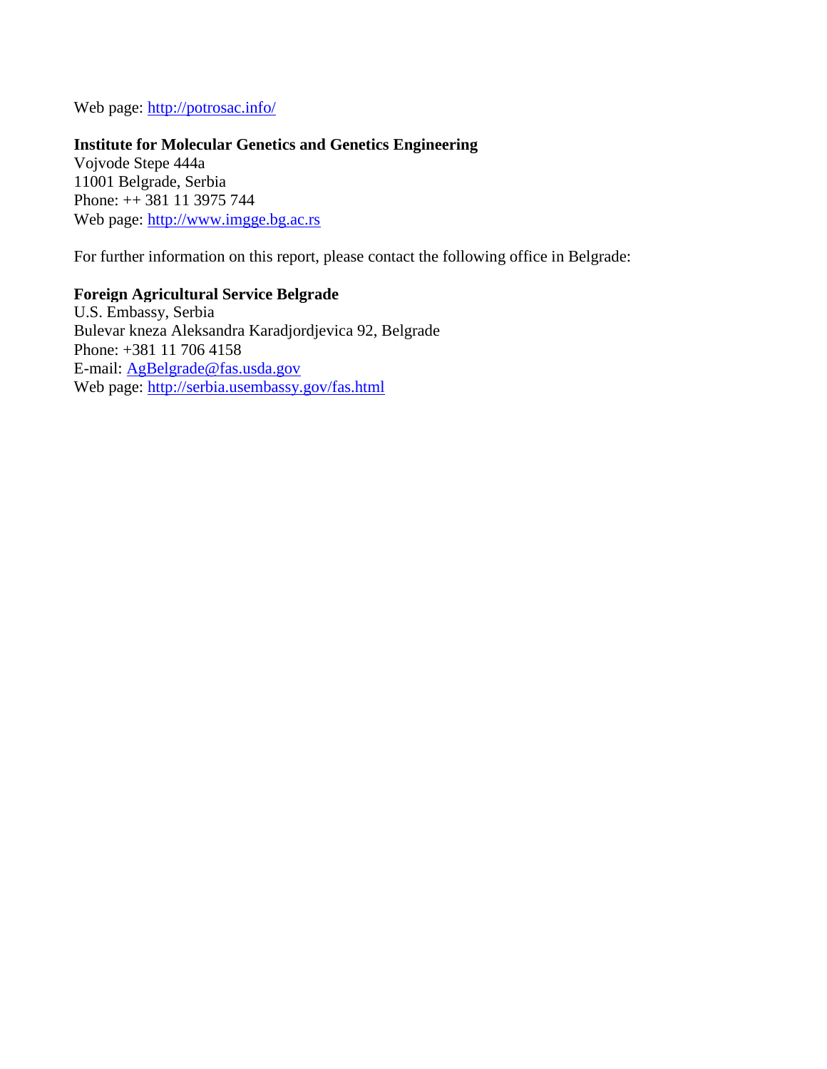Web page: http://potrosac.info/

**Institute for Molecular Genetics and Genetics Engineering**
Vojvode Stepe 444a
11001 Belgrade, Serbia
Phone: ++ 381 11 3975 744
Web page: http://www.imgge.bg.ac.rs

For further information on this report, please contact the following office in Belgrade:

**Foreign Agricultural Service Belgrade**
U.S. Embassy, Serbia
Bulevar kneza Aleksandra Karadjordjevica 92, Belgrade
Phone: +381 11 706 4158
E-mail: AgBelgrade@fas.usda.gov
Web page: http://serbia.usembassy.gov/fas.html